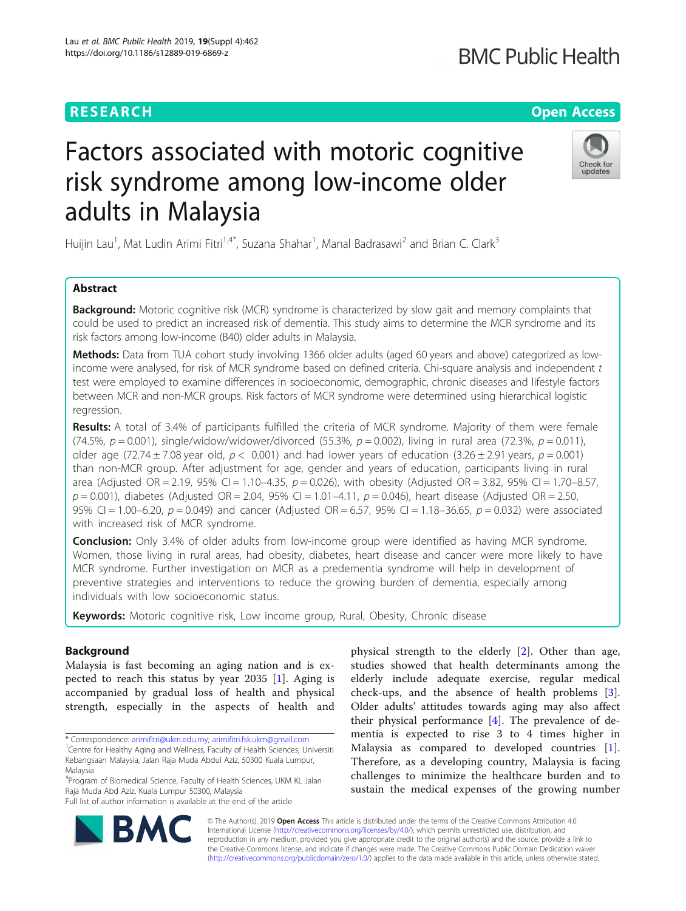RESEARCH

Open Access

# Factors associated with motoric cognitive risk syndrome among low-income older adults in Malaysia

Huijin Lau[1], Mat Ludin Arimi Fitri[1,4*], Suzana Shahar[1], Manal Badrasawi[2] and Brian C. Clark[3]

## Abstract

**Background:** Motoric cognitive risk (MCR) syndrome is characterized by slow gait and memory complaints that could be used to predict an increased risk of dementia. This study aims to determine the MCR syndrome and its risk factors among low-income (B40) older adults in Malaysia.

**Methods:** Data from TUA cohort study involving 1366 older adults (aged 60 years and above) categorized as low-income were analysed, for risk of MCR syndrome based on defined criteria. Chi-square analysis and independent *t* test were employed to examine differences in socioeconomic, demographic, chronic diseases and lifestyle factors between MCR and non-MCR groups. Risk factors of MCR syndrome were determined using hierarchical logistic regression.

**Results:** A total of 3.4% of participants fulfilled the criteria of MCR syndrome. Majority of them were female (74.5%, $p = 0.001$), single/widow/widower/divorced (55.3%, $p = 0.002$), living in rural area (72.3%, $p = 0.011$), older age (72.74 ± 7.08 year old, $p < 0.001$) and had lower years of education (3.26 ± 2.91 years, $p = 0.001$) than non-MCR group. After adjustment for age, gender and years of education, participants living in rural area (Adjusted OR = 2.19, 95% CI = 1.10–4.35, $p = 0.026$), with obesity (Adjusted OR = 3.82, 95% CI = 1.70–8.57, $p = 0.001$), diabetes (Adjusted OR = 2.04, 95% CI = 1.01–4.11, $p = 0.046$), heart disease (Adjusted OR = 2.50, 95% CI = 1.00–6.20, $p = 0.049$) and cancer (Adjusted OR = 6.57, 95% CI = 1.18–36.65, $p = 0.032$) were associated with increased risk of MCR syndrome.

**Conclusion:** Only 3.4% of older adults from low-income group were identified as having MCR syndrome. Women, those living in rural areas, had obesity, diabetes, heart disease and cancer were more likely to have MCR syndrome. Further investigation on MCR as a predementia syndrome will help in development of preventive strategies and interventions to reduce the growing burden of dementia, especially among individuals with low socioeconomic status.

**Keywords:** Motoric cognitive risk, Low income group, Rural, Obesity, Chronic disease

## Background

Malaysia is fast becoming an aging nation and is expected to reach this status by year 2035 [1]. Aging is accompanied by gradual loss of health and physical strength, especially in the aspects of health and physical strength to the elderly [2]. Other than age, studies showed that health determinants among the elderly include adequate exercise, regular medical check-ups, and the absence of health problems [3]. Older adults' attitudes towards aging may also affect their physical performance [4]. The prevalence of dementia is expected to rise 3 to 4 times higher in Malaysia as compared to developed countries [1]. Therefore, as a developing country, Malaysia is facing challenges to minimize the healthcare burden and to sustain the medical expenses of the growing number

\* Correspondence: arimifitri@ukm.edu.my; arimifitri.fsk.ukm@gmail.com
[1]Centre for Healthy Aging and Wellness, Faculty of Health Sciences, Universiti Kebangsaan Malaysia, Jalan Raja Muda Abdul Aziz, 50300 Kuala Lumpur, Malaysia
[4]Program of Biomedical Science, Faculty of Health Sciences, UKM KL Jalan Raja Muda Abd Aziz, Kuala Lumpur 50300, Malaysia
Full list of author information is available at the end of the article

© The Author(s). 2019 **Open Access** This article is distributed under the terms of the Creative Commons Attribution 4.0 International License (http://creativecommons.org/licenses/by/4.0/), which permits unrestricted use, distribution, and reproduction in any medium, provided you give appropriate credit to the original author(s) and the source, provide a link to the Creative Commons license, and indicate if changes were made. The Creative Commons Public Domain Dedication waiver (http://creativecommons.org/publicdomain/zero/1.0/) applies to the data made available in this article, unless otherwise stated.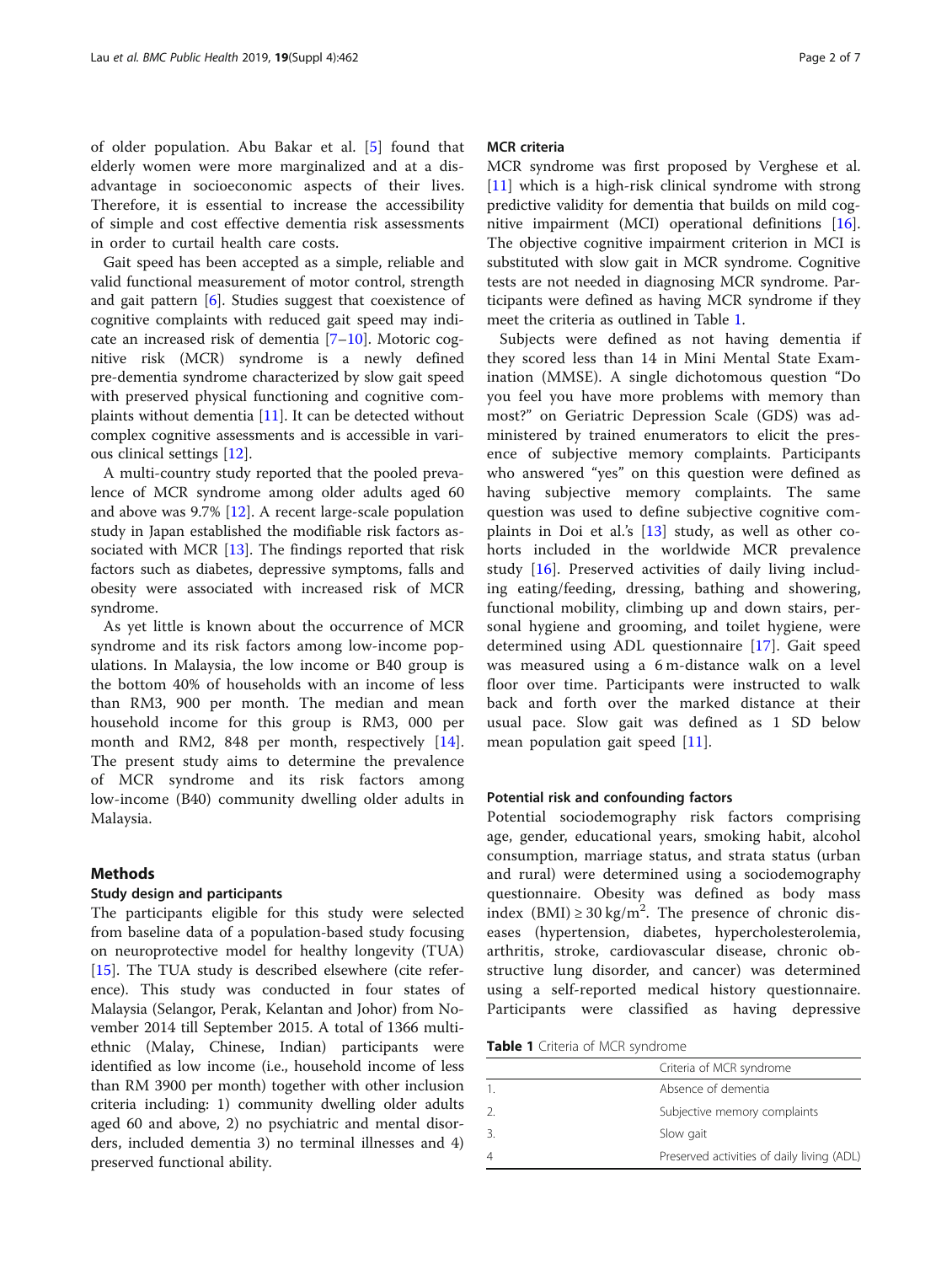of older population. Abu Bakar et al. [5] found that elderly women were more marginalized and at a disadvantage in socioeconomic aspects of their lives. Therefore, it is essential to increase the accessibility of simple and cost effective dementia risk assessments in order to curtail health care costs.

Gait speed has been accepted as a simple, reliable and valid functional measurement of motor control, strength and gait pattern [6]. Studies suggest that coexistence of cognitive complaints with reduced gait speed may indicate an increased risk of dementia [7–10]. Motoric cognitive risk (MCR) syndrome is a newly defined pre-dementia syndrome characterized by slow gait speed with preserved physical functioning and cognitive complaints without dementia [11]. It can be detected without complex cognitive assessments and is accessible in various clinical settings [12].

A multi-country study reported that the pooled prevalence of MCR syndrome among older adults aged 60 and above was 9.7% [12]. A recent large-scale population study in Japan established the modifiable risk factors associated with MCR [13]. The findings reported that risk factors such as diabetes, depressive symptoms, falls and obesity were associated with increased risk of MCR syndrome.

As yet little is known about the occurrence of MCR syndrome and its risk factors among low-income populations. In Malaysia, the low income or B40 group is the bottom 40% of households with an income of less than RM3, 900 per month. The median and mean household income for this group is RM3, 000 per month and RM2, 848 per month, respectively [14]. The present study aims to determine the prevalence of MCR syndrome and its risk factors among low-income (B40) community dwelling older adults in Malaysia.

## Methods

### Study design and participants

The participants eligible for this study were selected from baseline data of a population-based study focusing on neuroprotective model for healthy longevity (TUA) [15]. The TUA study is described elsewhere (cite reference). This study was conducted in four states of Malaysia (Selangor, Perak, Kelantan and Johor) from November 2014 till September 2015. A total of 1366 multi-ethnic (Malay, Chinese, Indian) participants were identified as low income (i.e., household income of less than RM 3900 per month) together with other inclusion criteria including: 1) community dwelling older adults aged 60 and above, 2) no psychiatric and mental disorders, included dementia 3) no terminal illnesses and 4) preserved functional ability.

### MCR criteria

MCR syndrome was first proposed by Verghese et al. [11] which is a high-risk clinical syndrome with strong predictive validity for dementia that builds on mild cognitive impairment (MCI) operational definitions [16]. The objective cognitive impairment criterion in MCI is substituted with slow gait in MCR syndrome. Cognitive tests are not needed in diagnosing MCR syndrome. Participants were defined as having MCR syndrome if they meet the criteria as outlined in Table 1.

Subjects were defined as not having dementia if they scored less than 14 in Mini Mental State Examination (MMSE). A single dichotomous question "Do you feel you have more problems with memory than most?" on Geriatric Depression Scale (GDS) was administered by trained enumerators to elicit the presence of subjective memory complaints. Participants who answered "yes" on this question were defined as having subjective memory complaints. The same question was used to define subjective cognitive complaints in Doi et al.'s [13] study, as well as other cohorts included in the worldwide MCR prevalence study [16]. Preserved activities of daily living including eating/feeding, dressing, bathing and showering, functional mobility, climbing up and down stairs, personal hygiene and grooming, and toilet hygiene, were determined using ADL questionnaire [17]. Gait speed was measured using a 6 m-distance walk on a level floor over time. Participants were instructed to walk back and forth over the marked distance at their usual pace. Slow gait was defined as 1 SD below mean population gait speed [11].

### Potential risk and confounding factors

Potential sociodemography risk factors comprising age, gender, educational years, smoking habit, alcohol consumption, marriage status, and strata status (urban and rural) were determined using a sociodemography questionnaire. Obesity was defined as body mass index (BMI) ≥ 30 kg/m$^2$. The presence of chronic diseases (hypertension, diabetes, hypercholesterolemia, arthritis, stroke, cardiovascular disease, chronic obstructive lung disorder, and cancer) was determined using a self-reported medical history questionnaire. Participants were classified as having depressive

**Table 1** Criteria of MCR syndrome

| | Criteria of MCR syndrome |
|---|---|
| 1. | Absence of dementia |
| 2. | Subjective memory complaints |
| 3. | Slow gait |
| 4 | Preserved activities of daily living (ADL) |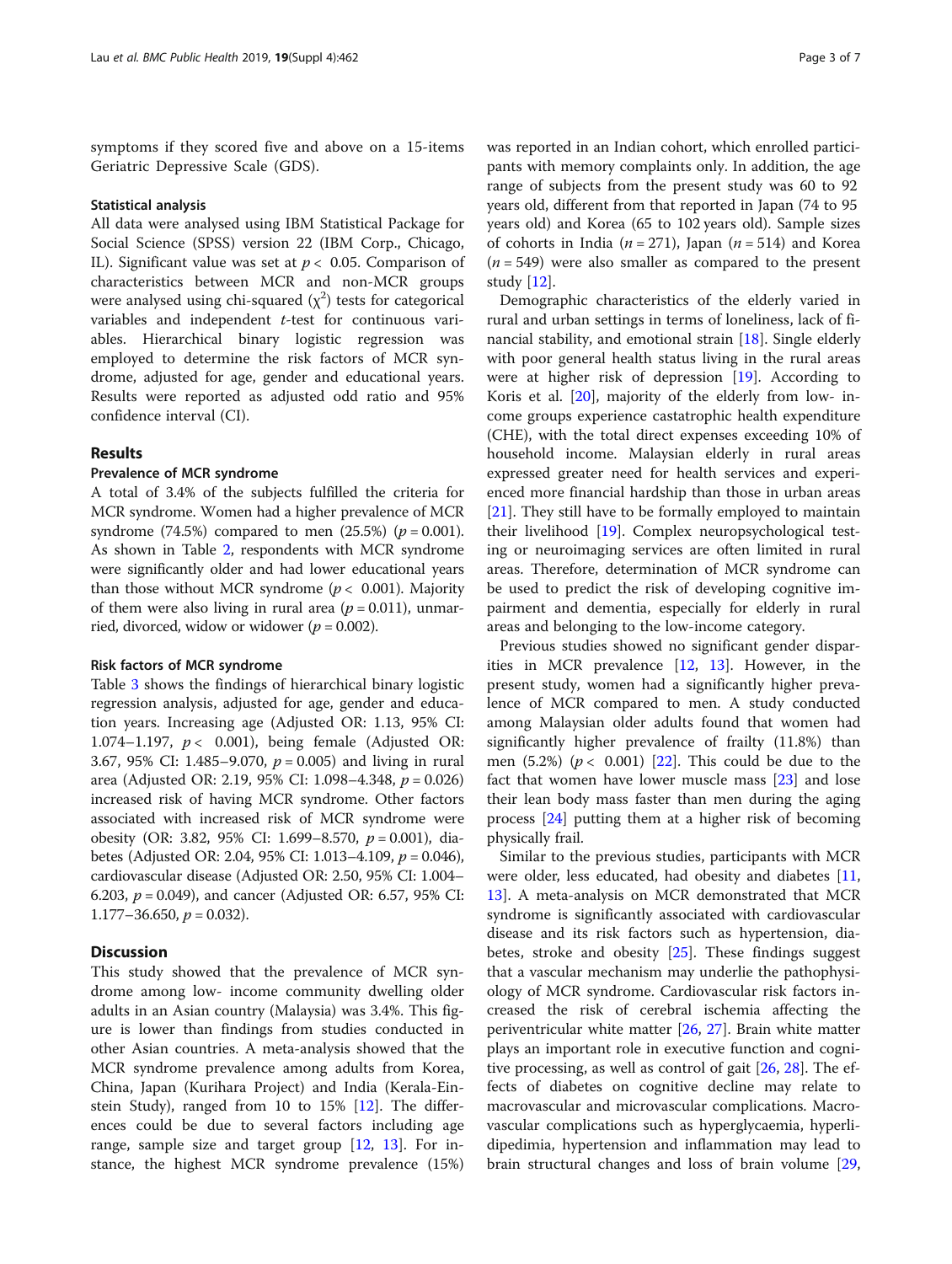symptoms if they scored five and above on a 15-items Geriatric Depressive Scale (GDS).

#### Statistical analysis

All data were analysed using IBM Statistical Package for Social Science (SPSS) version 22 (IBM Corp., Chicago, IL). Significant value was set at $p < 0.05$. Comparison of characteristics between MCR and non-MCR groups were analysed using chi-squared ($\chi^2$) tests for categorical variables and independent *t*-test for continuous variables. Hierarchical binary logistic regression was employed to determine the risk factors of MCR syndrome, adjusted for age, gender and educational years. Results were reported as adjusted odd ratio and 95% confidence interval (CI).

## Results

#### Prevalence of MCR syndrome

A total of 3.4% of the subjects fulfilled the criteria for MCR syndrome. Women had a higher prevalence of MCR syndrome (74.5%) compared to men (25.5%) ($p = 0.001$). As shown in Table 2, respondents with MCR syndrome were significantly older and had lower educational years than those without MCR syndrome ($p < 0.001$). Majority of them were also living in rural area ($p = 0.011$), unmarried, divorced, widow or widower ($p = 0.002$).

#### Risk factors of MCR syndrome

Table 3 shows the findings of hierarchical binary logistic regression analysis, adjusted for age, gender and education years. Increasing age (Adjusted OR: 1.13, 95% CI: 1.074–1.197, $p < 0.001$), being female (Adjusted OR: 3.67, 95% CI: 1.485–9.070, $p = 0.005$) and living in rural area (Adjusted OR: 2.19, 95% CI: 1.098–4.348, $p = 0.026$) increased risk of having MCR syndrome. Other factors associated with increased risk of MCR syndrome were obesity (OR: 3.82, 95% CI: 1.699–8.570, $p = 0.001$), diabetes (Adjusted OR: 2.04, 95% CI: 1.013–4.109, $p = 0.046$), cardiovascular disease (Adjusted OR: 2.50, 95% CI: 1.004–6.203, $p = 0.049$), and cancer (Adjusted OR: 6.57, 95% CI: 1.177–36.650, $p = 0.032$).

## Discussion

This study showed that the prevalence of MCR syndrome among low- income community dwelling older adults in an Asian country (Malaysia) was 3.4%. This figure is lower than findings from studies conducted in other Asian countries. A meta-analysis showed that the MCR syndrome prevalence among adults from Korea, China, Japan (Kurihara Project) and India (Kerala-Einstein Study), ranged from 10 to 15% [12]. The differences could be due to several factors including age range, sample size and target group [12, 13]. For instance, the highest MCR syndrome prevalence (15%) was reported in an Indian cohort, which enrolled participants with memory complaints only. In addition, the age range of subjects from the present study was 60 to 92 years old, different from that reported in Japan (74 to 95 years old) and Korea (65 to 102 years old). Sample sizes of cohorts in India ($n = 271$), Japan ($n = 514$) and Korea ($n = 549$) were also smaller as compared to the present study [12].

Demographic characteristics of the elderly varied in rural and urban settings in terms of loneliness, lack of financial stability, and emotional strain [18]. Single elderly with poor general health status living in the rural areas were at higher risk of depression [19]. According to Koris et al. [20], majority of the elderly from low- income groups experience castatrophic health expenditure (CHE), with the total direct expenses exceeding 10% of household income. Malaysian elderly in rural areas expressed greater need for health services and experienced more financial hardship than those in urban areas [21]. They still have to be formally employed to maintain their livelihood [19]. Complex neuropsychological testing or neuroimaging services are often limited in rural areas. Therefore, determination of MCR syndrome can be used to predict the risk of developing cognitive impairment and dementia, especially for elderly in rural areas and belonging to the low-income category.

Previous studies showed no significant gender disparities in MCR prevalence [12, 13]. However, in the present study, women had a significantly higher prevalence of MCR compared to men. A study conducted among Malaysian older adults found that women had significantly higher prevalence of frailty (11.8%) than men (5.2%) ($p < 0.001$) [22]. This could be due to the fact that women have lower muscle mass [23] and lose their lean body mass faster than men during the aging process [24] putting them at a higher risk of becoming physically frail.

Similar to the previous studies, participants with MCR were older, less educated, had obesity and diabetes [11, 13]. A meta-analysis on MCR demonstrated that MCR syndrome is significantly associated with cardiovascular disease and its risk factors such as hypertension, diabetes, stroke and obesity [25]. These findings suggest that a vascular mechanism may underlie the pathophysiology of MCR syndrome. Cardiovascular risk factors increased the risk of cerebral ischemia affecting the periventricular white matter [26, 27]. Brain white matter plays an important role in executive function and cognitive processing, as well as control of gait [26, 28]. The effects of diabetes on cognitive decline may relate to macrovascular and microvascular complications. Macrovascular complications such as hyperglycaemia, hyperlipidemia, hypertension and inflammation may lead to brain structural changes and loss of brain volume [29,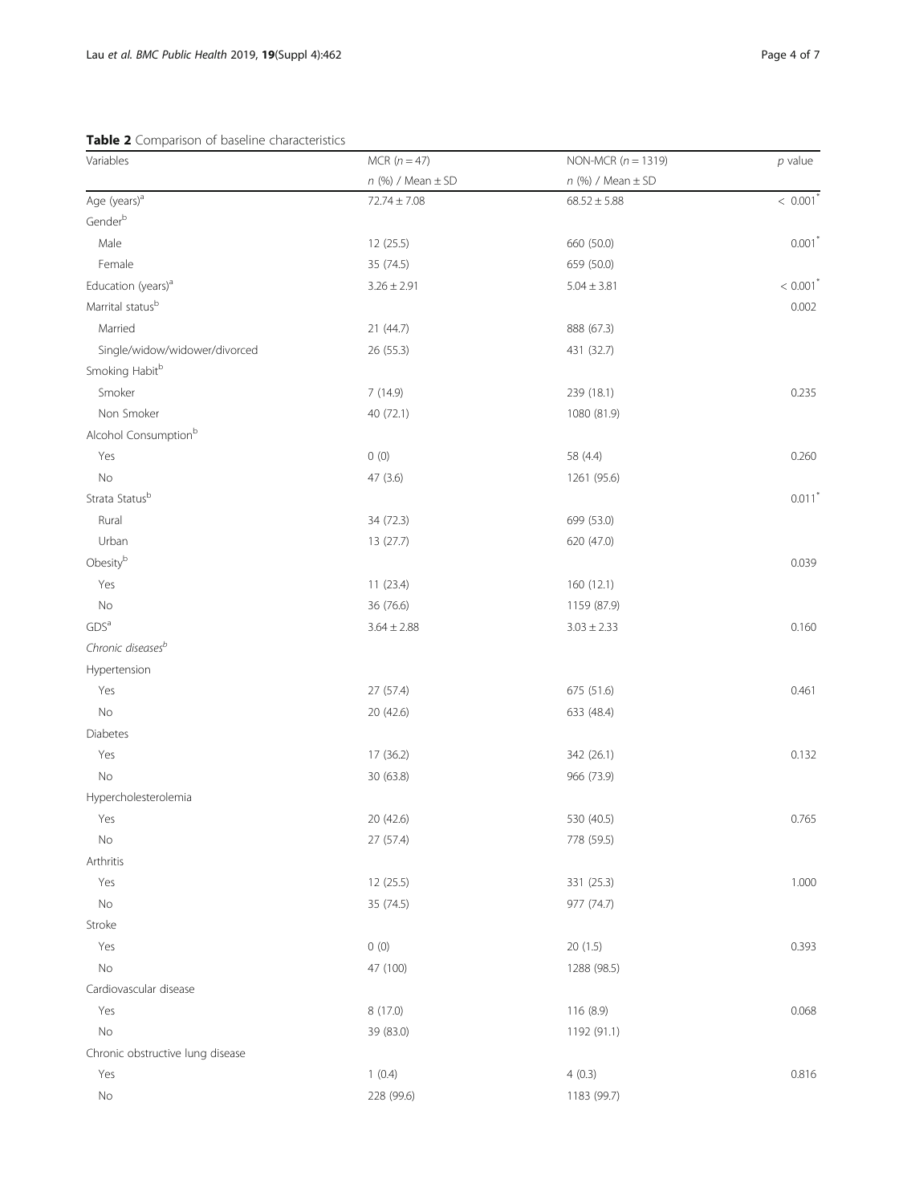**Table 2** Comparison of baseline characteristics

| Variables | MCR ($n = 47$) | NON-MCR ($n = 1319$) | $p$ value |
|---|---|---|---|
| | $n$ (%) / Mean ± SD | $n$ (%) / Mean ± SD | |
| Age (years)[a] | 72.74 ± 7.08 | 68.52 ± 5.88 | < 0.001* |
| Gender[b] | | | |
| Male | 12 (25.5) | 660 (50.0) | 0.001* |
| Female | 35 (74.5) | 659 (50.0) | |
| Education (years)[a] | 3.26 ± 2.91 | 5.04 ± 3.81 | < 0.001* |
| Marrital status[b] | | | 0.002 |
| Married | 21 (44.7) | 888 (67.3) | |
| Single/widow/widower/divorced | 26 (55.3) | 431 (32.7) | |
| Smoking Habit[b] | | | |
| Smoker | 7 (14.9) | 239 (18.1) | 0.235 |
| Non Smoker | 40 (72.1) | 1080 (81.9) | |
| Alcohol Consumption[b] | | | |
| Yes | 0 (0) | 58 (4.4) | 0.260 |
| No | 47 (3.6) | 1261 (95.6) | |
| Strata Status[b] | | | 0.011* |
| Rural | 34 (72.3) | 699 (53.0) | |
| Urban | 13 (27.7) | 620 (47.0) | |
| Obesity[b] | | | 0.039 |
| Yes | 11 (23.4) | 160 (12.1) | |
| No | 36 (76.6) | 1159 (87.9) | |
| GDS[a] | 3.64 ± 2.88 | 3.03 ± 2.33 | 0.160 |
| *Chronic diseases*[b] | | | |
| Hypertension | | | |
| Yes | 27 (57.4) | 675 (51.6) | 0.461 |
| No | 20 (42.6) | 633 (48.4) | |
| Diabetes | | | |
| Yes | 17 (36.2) | 342 (26.1) | 0.132 |
| No | 30 (63.8) | 966 (73.9) | |
| Hypercholesterolemia | | | |
| Yes | 20 (42.6) | 530 (40.5) | 0.765 |
| No | 27 (57.4) | 778 (59.5) | |
| Arthritis | | | |
| Yes | 12 (25.5) | 331 (25.3) | 1.000 |
| No | 35 (74.5) | 977 (74.7) | |
| Stroke | | | |
| Yes | 0 (0) | 20 (1.5) | 0.393 |
| No | 47 (100) | 1288 (98.5) | |
| Cardiovascular disease | | | |
| Yes | 8 (17.0) | 116 (8.9) | 0.068 |
| No | 39 (83.0) | 1192 (91.1) | |
| Chronic obstructive lung disease | | | |
| Yes | 1 (0.4) | 4 (0.3) | 0.816 |
| No | 228 (99.6) | 1183 (99.7) | |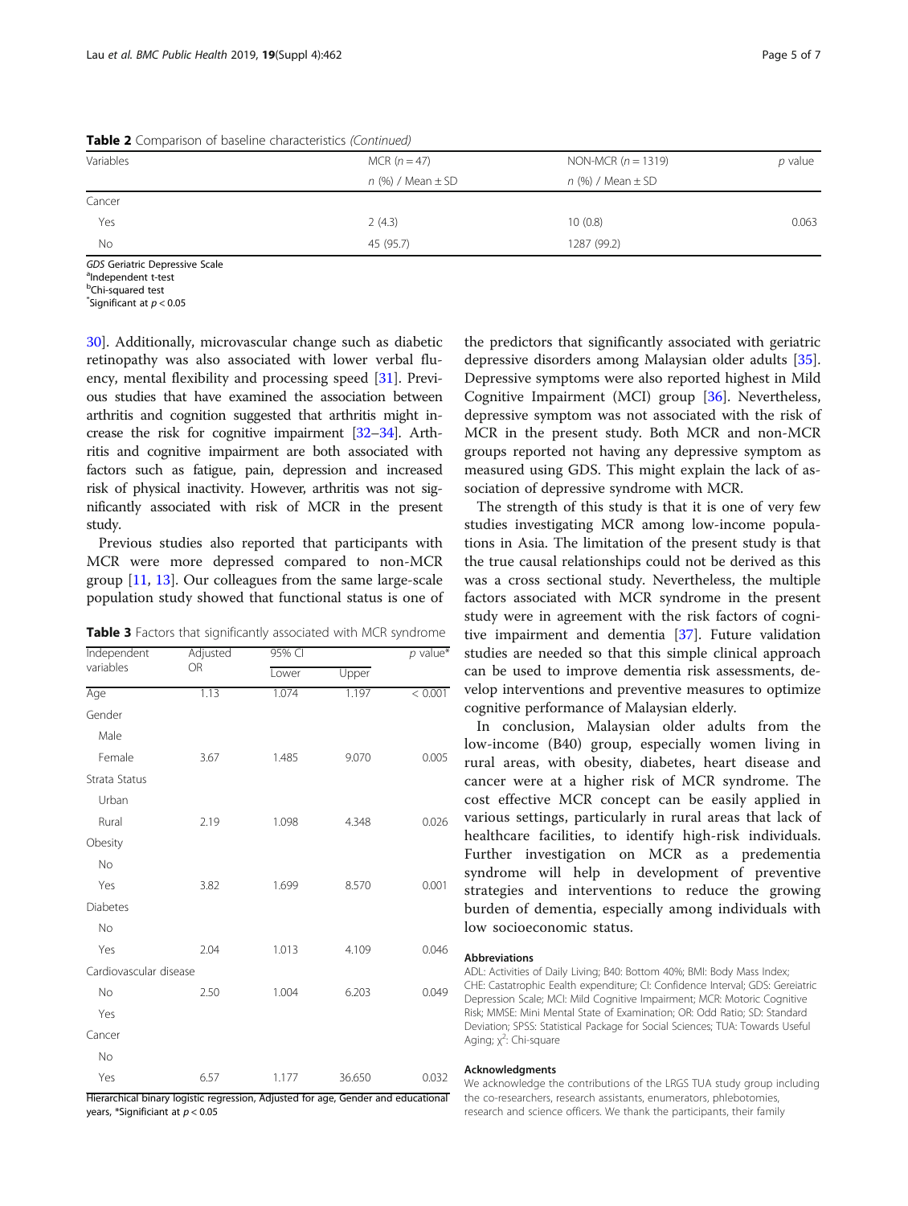**Table 2** Comparison of baseline characteristics *(Continued)*

| Variables | MCR (*n* = 47) | NON-MCR (*n* = 1319) | *p* value |
|---|---|---|---|
| | *n* (%) / Mean ± SD | *n* (%) / Mean ± SD | |
| Cancer | | | |
| Yes | 2 (4.3) | 10 (0.8) | 0.063 |
| No | 45 (95.7) | 1287 (99.2) | |

*GDS* Geriatric Depressive Scale
[a]Independent t-test
[b]Chi-squared test
[*]Significant at $p < 0.05$

30]. Additionally, microvascular change such as diabetic retinopathy was also associated with lower verbal fluency, mental flexibility and processing speed [31]. Previous studies that have examined the association between arthritis and cognition suggested that arthritis might increase the risk for cognitive impairment [32–34]. Arthritis and cognitive impairment are both associated with factors such as fatigue, pain, depression and increased risk of physical inactivity. However, arthritis was not significantly associated with risk of MCR in the present study.

Previous studies also reported that participants with MCR were more depressed compared to non-MCR group [11, 13]. Our colleagues from the same large-scale population study showed that functional status is one of the predictors that significantly associated with geriatric depressive disorders among Malaysian older adults [35]. Depressive symptoms were also reported highest in Mild Cognitive Impairment (MCI) group [36]. Nevertheless, depressive symptom was not associated with the risk of MCR in the present study. Both MCR and non-MCR groups reported not having any depressive symptom as measured using GDS. This might explain the lack of association of depressive syndrome with MCR.

The strength of this study is that it is one of very few studies investigating MCR among low-income populations in Asia. The limitation of the present study is that the true causal relationships could not be derived as this was a cross sectional study. Nevertheless, the multiple factors associated with MCR syndrome in the present study were in agreement with the risk factors of cognitive impairment and dementia [37]. Future validation studies are needed so that this simple clinical approach can be used to improve dementia risk assessments, develop interventions and preventive measures to optimize cognitive performance of Malaysian elderly.

In conclusion, Malaysian older adults from the low-income (B40) group, especially women living in rural areas, with obesity, diabetes, heart disease and cancer were at a higher risk of MCR syndrome. The cost effective MCR concept can be easily applied in various settings, particularly in rural areas that lack of healthcare facilities, to identify high-risk individuals. Further investigation on MCR as a predementia syndrome will help in development of preventive strategies and interventions to reduce the growing burden of dementia, especially among individuals with low socioeconomic status.

**Table 3** Factors that significantly associated with MCR syndrome

| Independent variables | Adjusted OR | 95% CI | | *p* value* |
|---|---|---|---|---|
| | | Lower | Upper | |
| Age | 1.13 | 1.074 | 1.197 | < 0.001 |
| Gender | | | | |
| Male | | | | |
| Female | 3.67 | 1.485 | 9.070 | 0.005 |
| Strata Status | | | | |
| Urban | | | | |
| Rural | 2.19 | 1.098 | 4.348 | 0.026 |
| Obesity | | | | |
| No | | | | |
| Yes | 3.82 | 1.699 | 8.570 | 0.001 |
| Diabetes | | | | |
| No | | | | |
| Yes | 2.04 | 1.013 | 4.109 | 0.046 |
| Cardiovascular disease | | | | |
| No | 2.50 | 1.004 | 6.203 | 0.049 |
| Yes | | | | |
| Cancer | | | | |
| No | | | | |
| Yes | 6.57 | 1.177 | 36.650 | 0.032 |

Hierarchical binary logistic regression, Adjusted for age, Gender and educational years, *Significiant at $p < 0.05$

## Abbreviations

ADL: Activities of Daily Living; B40: Bottom 40%; BMI: Body Mass Index; CHE: Castatrophic Eealth expenditure; CI: Confidence Interval; GDS: Gereiatric Depression Scale; MCI: Mild Cognitive Impairment; MCR: Motoric Cognitive Risk; MMSE: Mini Mental State of Examination; OR: Odd Ratio; SD: Standard Deviation; SPSS: Statistical Package for Social Sciences; TUA: Towards Useful Aging; $\chi^2$: Chi-square

## Acknowledgments

We acknowledge the contributions of the LRGS TUA study group including the co-researchers, research assistants, enumerators, phlebotomies, research and science officers. We thank the participants, their family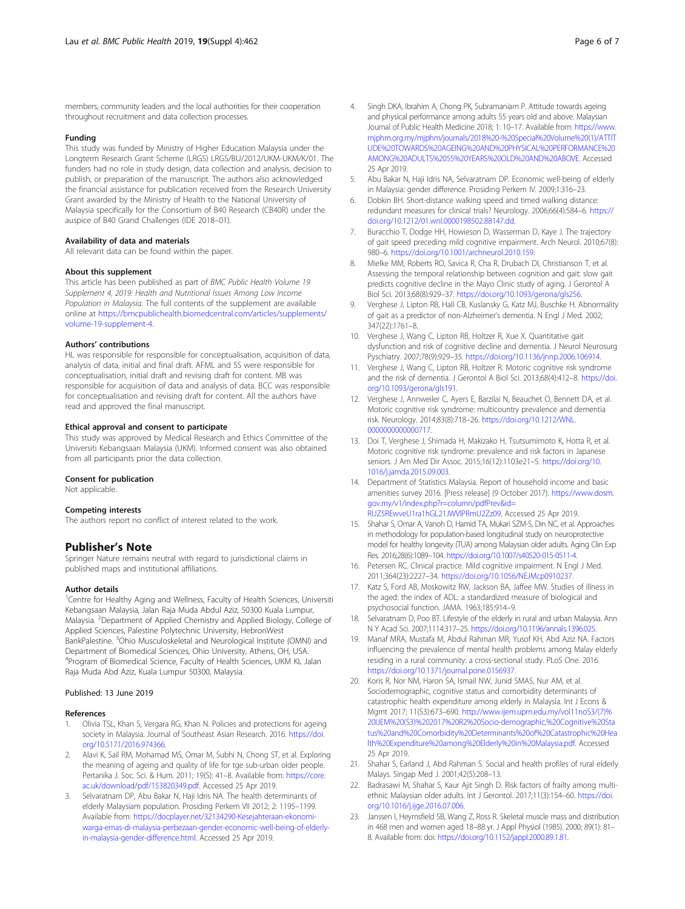members, community leaders and the local authorities for their cooperation throughout recruitment and data collection processes.

#### Funding

This study was funded by Ministry of Higher Education Malaysia under the Longterm Research Grant Scheme (LRGS) LRGS/BU/2012/UKM-UKM/K/01. The funders had no role in study design, data collection and analysis, decision to publish, or preparation of the manuscript. The authors also acknowledged the financial assistance for publication received from the Research University Grant awarded by the Ministry of Health to the National University of Malaysia specifically for the Consortium of B40 Research (CB40R) under the auspice of B40 Grand Challenges (IDE 2018–01).

#### Availability of data and materials

All relevant data can be found within the paper.

#### About this supplement

This article has been published as part of *BMC Public Health Volume 19 Supplement 4, 2019: Health and Nutritional Issues Among Low Income Population in Malaysia*. The full contents of the supplement are available online at https://bmcpublichealth.biomedcentral.com/articles/supplements/volume-19-supplement-4.

#### Authors' contributions

HL was responsible for responsible for conceptualisation, acquisition of data, analysis of data, initial and final draft. AFML and SS were responsible for conceptualisation, initial draft and revising draft for content. MB was responsible for acquisition of data and analysis of data. BCC was responsible for conceptualisation and revising draft for content. All the authors have read and approved the final manuscript.

#### Ethical approval and consent to participate

This study was approved by Medical Research and Ethics Committee of the Universiti Kebangsaan Malaysia (UKM). Informed consent was also obtained from all participants prior the data collection.

#### Consent for publication

Not applicable.

#### Competing interests

The authors report no conflict of interest related to the work.

## Publisher's Note

Springer Nature remains neutral with regard to jurisdictional claims in published maps and institutional affiliations.

#### Author details

[1]Centre for Healthy Aging and Wellness, Faculty of Health Sciences, Universiti Kebangsaan Malaysia, Jalan Raja Muda Abdul Aziz, 50300 Kuala Lumpur, Malaysia. [2]Department of Applied Chemistry and Applied Biology, College of Applied Sciences, Palestine Polytechnic University, HebronWest BankPalestine. [3]Ohio Musculoskeletal and Neurological Institute (OMNI) and Department of Biomedical Sciences, Ohio University, Athens, OH, USA. [4]Program of Biomedical Science, Faculty of Health Sciences, UKM KL Jalan Raja Muda Abd Aziz, Kuala Lumpur 50300, Malaysia.

Published: 13 June 2019

#### References

1. Olivia TSL, Khan S, Vergara RG, Khan N. Policies and protections for ageing society in Malaysia. Journal of Southeast Asian Research. 2016. https://doi.org/10.5171/2016.974366.
2. Alavi K, Sail RM, Mohamad MS, Omar M, Subhi N, Chong ST, et al. Exploring the meaning of ageing and quality of life for tge sub-urban older people. Pertanika J. Soc. Sci. & Hum. 2011; 19(S): 41–8. Available from: https://core.ac.uk/download/pdf/153820349.pdf. Accessed 25 Apr 2019.
3. Selvaratnam DP, Abu Bakar N, Haji Idris NA. The health determinants of elderly Malaysiam population. Prosiding Perkem VII 2012; 2: 1195–1199. Available from: https://docplayer.net/32134290-Kesejahteraan-ekonomi-warga-emas-di-malaysia-perbezaan-gender-economic-well-being-of-elderly-in-malaysia-gender-difference.html. Accessed 25 Apr 2019.
4. Singh DKA, Ibrahim A, Chong PK, Subramaniam P. Attitude towards ageing and physical performance among adults 55 years old and above. Malaysian Journal of Public Health Medicine 2018; 1: 10–17. Available from: https://www.mjphm.org.my/mjphm/journals/2018%20-%20Special%20Volume%20(1)/ATTITUDE%20TOWARDS%20AGEING%20AND%20PHYSICAL%20PERFORMANCE%20AMONG%20ADULTS%2055%20YEARS%20OLD%20AND%20ABOVE. Accessed 25 Apr 2019.
5. Abu Bakar N, Haji Idris NA, Selvaratnam DP. Economic well-being of elderly in Malaysia: gender difference. Prosiding Perkem IV. 2009;1:316–23.
6. Dobkin BH. Short-distance walking speed and timed walking distance: redundant measures for clinical trials? Neurology. 2006;66(4):584–6. https://doi.org/10.1212/01.wnl.0000198502.88147.dd.
7. Buracchio T, Dodge HH, Howieson D, Wasserman D, Kaye J. The trajectory of gait speed preceding mild cognitive impairment. Arch Neurol. 2010;67(8):980–6. https://doi.org/10.1001/archneurol.2010.159.
8. Mielke MM, Roberts RO, Savica R, Cha R, Drubach DI, Christianson T, et al. Assessing the temporal relationship between cognition and gait: slow gait predicts cognitive decline in the Mayo Clinic study of aging. J Gerontol A Biol Sci. 2013;68(8):929–37. https://doi.org/10.1093/gerona/gls256.
9. Verghese J, Lipton RB, Hall CB, Kuslansky G, Katz MJ, Buschke H. Abnormality of gait as a predictor of non-Alzheimer's dementia. N Engl J Med. 2002; 347(22):1761–8.
10. Verghese J, Wang C, Lipton RB, Holtzer R, Xue X. Quantitative gait dysfunction and risk of cognitive decline and dementia. J Neurol Neurosurg Psychiatry. 2007;78(9):929–35. https://doi.org/10.1136/jnnp.2006.106914.
11. Verghese J, Wang C, Lipton RB, Holtzer R. Motoric cognitive risk syndrome and the risk of dementia. J Gerontol A Biol Sci. 2013;68(4):412–8. https://doi.org/10.1093/gerona/gls191.
12. Verghese J, Annweiler C, Ayers E, Barzilai N, Beauchet O, Bennett DA, et al. Motoric cognitive risk syndrome: multicountry prevalence and dementia risk. Neurology. 2014;83(8):718–26. https://doi.org/10.1212/WNL.0000000000000717.
13. Doi T, Verghese J, Shimada H, Makizako H, Tsutsumimoto K, Hotta R, et al. Motoric cognitive risk syndrome: prevalence and risk factors in Japanese seniors. J Am Med Dir Assoc. 2015;16(12):1103e21–5. https://doi.org/10.1016/j.jamda.2015.09.003.
14. Department of Statistics Malaysia. Report of household income and basic amenities survey 2016. [Press release] (9 October 2017). https://www.dosm.gov.my/v1/index.php?r=column/pdfPrev&id=RUZ5REwveU1ra1hGL21JWVlPRmU2Zz09. Accessed 25 Apr 2019.
15. Shahar S, Omar A, Vanoh D, Hamid TA, Mukari SZM-S, Din NC, et al. Approaches in methodology for population-based longitudinal study on neuroprotective model for healthy longevity (TUA) among Malaysian older adults. Aging Clin Exp Res. 2016;28(6):1089–104. https://doi.org/10.1007/s40520-015-0511-4.
16. Petersen RC. Clinical practice. Mild cognitive impairment. N Engl J Med. 2011;364(23):2227–34. https://doi.org/10.1056/NEJMcp0910237.
17. Katz S, Ford AB, Moskowitz RW, Jackson BA, Jaffee MW. Studies of illness in the aged: the index of ADL: a standardized measure of biological and psychosocial function. JAMA. 1963;185:914–9.
18. Selvaratnam D, Poo BT. Lifestyle of the elderly in rural and urban Malaysia. Ann N Y Acad Sci. 2007;1114:317–25. https://doi.org/10.1196/annals.1396.025.
19. Manaf MRA, Mustafa M, Abdul Rahman MR, Yusof KH, Abd Aziz NA. Factors influencing the prevalence of mental health problems among Malay elderly residing in a rural community: a cross-sectional study. PLoS One. 2016. https://doi.org/10.1371/journal.pone.0156937.
20. Koris R, Nor NM, Haron SA, Ismail NW, Junid SMAS, Nur AM, et al. Sociodemographic, cognitive status and comorbidity determinants of catastrophic health expenditure among elderly in Malaysia. Int J Econs & Mgmt 2017; 11(S3):673–690. http://www.ijem.upm.edu.my/vol11noS3/(7)%20IJEM%20(S3)%202017%20R2%20Socio-demographic,%20Cognitive%20Status%20and%20Comorbidity%20Determinants%20of%20Catastrophic%20Health%20Expenditure%20among%20Elderly%20in%20Malaysia.pdf. Accessed 25 Apr 2019.
21. Shahar S, Earland J, Abd Rahman S. Social and health profiles of rural elderly Malays. Singap Med J. 2001;42(5):208–13.
22. Badrasawi M, Shahar S, Kaur Ajit Singh D. Risk factors of frailty among multi-ethnic Malaysian older adults. Int J Gerontol. 2017;11(3):154–60. https://doi.org/10.1016/j.ijge.2016.07.006.
23. Janssen I, Heymsfield SB, Wang Z, Ross R. Skeletal muscle mass and distribution in 468 men and women aged 18–88 yr. J Appl Physiol (1985). 2000; 89(1): 81–8. Available from: doi: https://doi.org/10.1152/jappl.2000.89.1.81.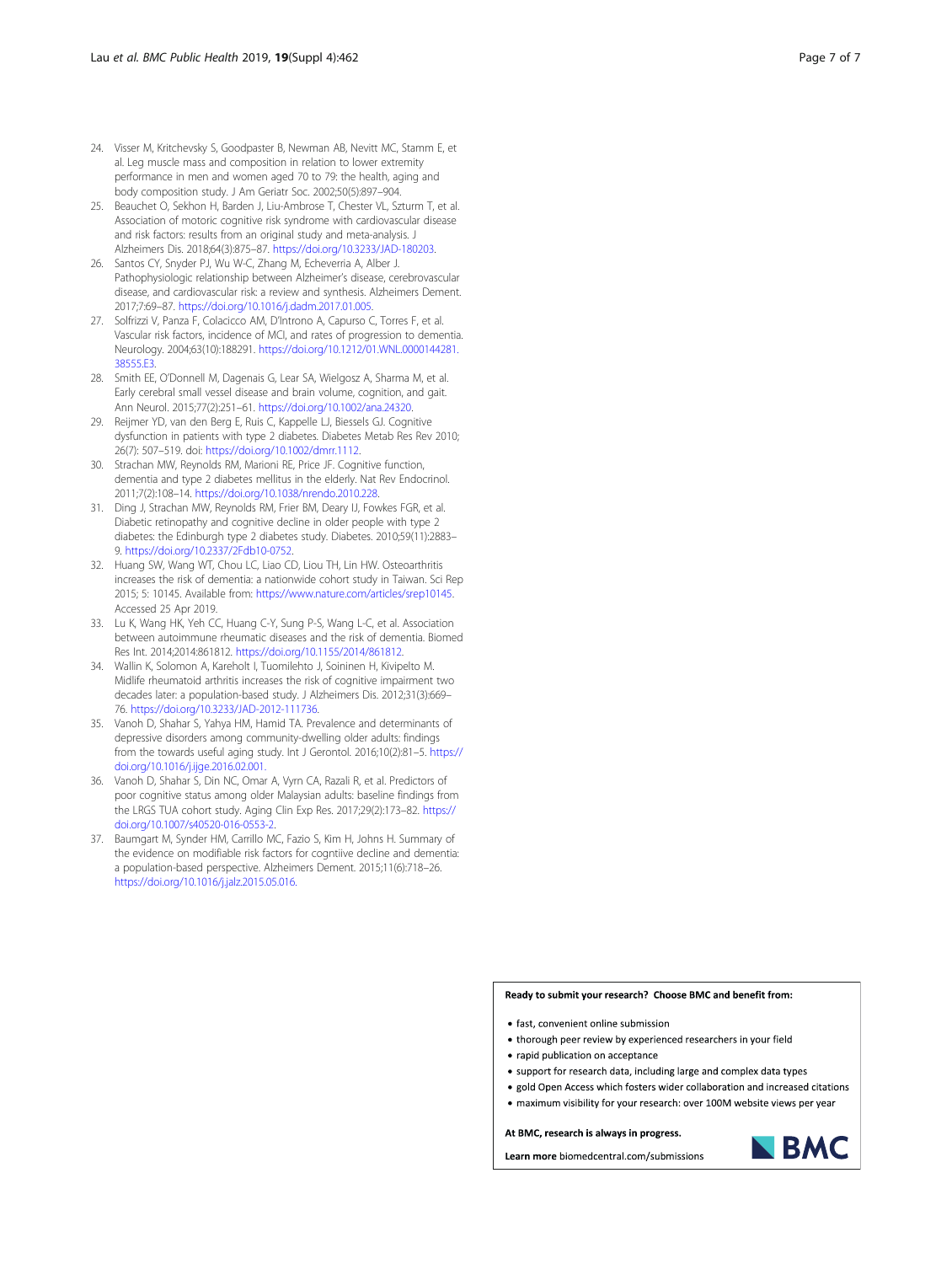24. Visser M, Kritchevsky S, Goodpaster B, Newman AB, Nevitt MC, Stamm E, et al. Leg muscle mass and composition in relation to lower extremity performance in men and women aged 70 to 79: the health, aging and body composition study. J Am Geriatr Soc. 2002;50(5):897–904.
25. Beauchet O, Sekhon H, Barden J, Liu-Ambrose T, Chester VL, Szturm T, et al. Association of motoric cognitive risk syndrome with cardiovascular disease and risk factors: results from an original study and meta-analysis. J Alzheimers Dis. 2018;64(3):875–87. https://doi.org/10.3233/JAD-180203.
26. Santos CY, Snyder PJ, Wu W-C, Zhang M, Echeverria A, Alber J. Pathophysiologic relationship between Alzheimer's disease, cerebrovascular disease, and cardiovascular risk: a review and synthesis. Alzheimers Dement. 2017;7:69–87. https://doi.org/10.1016/j.dadm.2017.01.005.
27. Solfrizzi V, Panza F, Colacicco AM, D'Introno A, Capurso C, Torres F, et al. Vascular risk factors, incidence of MCI, and rates of progression to dementia. Neurology. 2004;63(10):188291. https://doi.org/10.1212/01.WNL.0000144281.38555.E3.
28. Smith EE, O'Donnell M, Dagenais G, Lear SA, Wielgosz A, Sharma M, et al. Early cerebral small vessel disease and brain volume, cognition, and gait. Ann Neurol. 2015;77(2):251–61. https://doi.org/10.1002/ana.24320.
29. Reijmer YD, van den Berg E, Ruis C, Kappelle LJ, Biessels GJ. Cognitive dysfunction in patients with type 2 diabetes. Diabetes Metab Res Rev 2010; 26(7): 507–519. doi: https://doi.org/10.1002/dmrr.1112.
30. Strachan MW, Reynolds RM, Marioni RE, Price JF. Cognitive function, dementia and type 2 diabetes mellitus in the elderly. Nat Rev Endocrinol. 2011;7(2):108–14. https://doi.org/10.1038/nrendo.2010.228.
31. Ding J, Strachan MW, Reynolds RM, Frier BM, Deary IJ, Fowkes FGR, et al. Diabetic retinopathy and cognitive decline in older people with type 2 diabetes: the Edinburgh type 2 diabetes study. Diabetes. 2010;59(11):2883–9. https://doi.org/10.2337/2Fdb10-0752.
32. Huang SW, Wang WT, Chou LC, Liao CD, Liou TH, Lin HW. Osteoarthritis increases the risk of dementia: a nationwide cohort study in Taiwan. Sci Rep 2015; 5: 10145. Available from: https://www.nature.com/articles/srep10145. Accessed 25 Apr 2019.
33. Lu K, Wang HK, Yeh CC, Huang C-Y, Sung P-S, Wang L-C, et al. Association between autoimmune rheumatic diseases and the risk of dementia. Biomed Res Int. 2014;2014:861812. https://doi.org/10.1155/2014/861812.
34. Wallin K, Solomon A, Kareholt I, Tuomilehto J, Soininen H, Kivipelto M. Midlife rheumatoid arthritis increases the risk of cognitive impairment two decades later: a population-based study. J Alzheimers Dis. 2012;31(3):669–76. https://doi.org/10.3233/JAD-2012-111736.
35. Vanoh D, Shahar S, Yahya HM, Hamid TA. Prevalence and determinants of depressive disorders among community-dwelling older adults: findings from the towards useful aging study. Int J Gerontol. 2016;10(2):81–5. https://doi.org/10.1016/j.ijge.2016.02.001.
36. Vanoh D, Shahar S, Din NC, Omar A, Vyrn CA, Razali R, et al. Predictors of poor cognitive status among older Malaysian adults: baseline findings from the LRGS TUA cohort study. Aging Clin Exp Res. 2017;29(2):173–82. https://doi.org/10.1007/s40520-016-0553-2.
37. Baumgart M, Synder HM, Carrillo MC, Fazio S, Kim H, Johns H. Summary of the evidence on modifiable risk factors for cogntiive decline and dementia: a population-based perspective. Alzheimers Dement. 2015;11(6):718–26. https://doi.org/10.1016/j.jalz.2015.05.016.